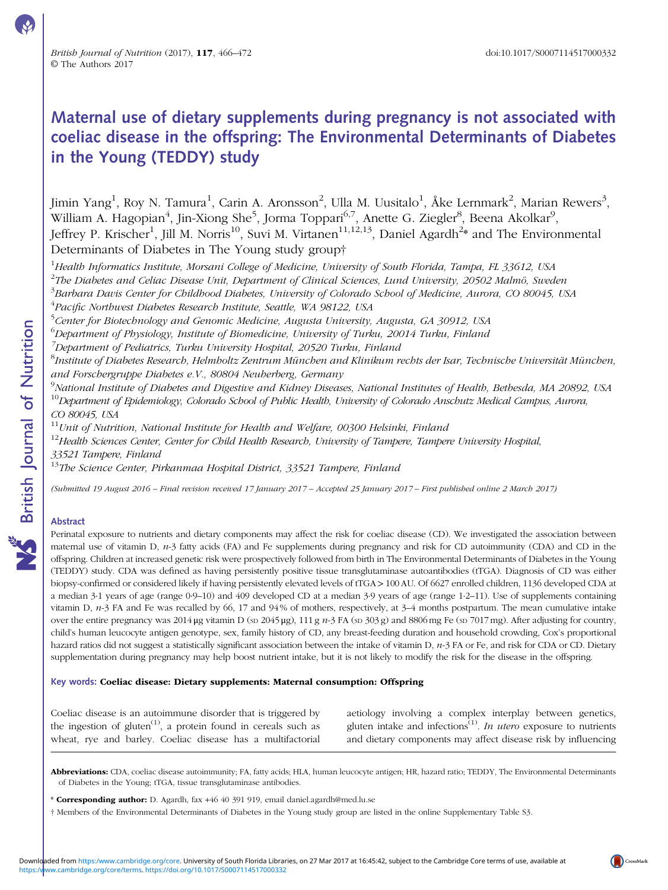# Maternal use of dietary supplements during pregnancy is not associated with coeliac disease in the offspring: The Environmental Determinants of Diabetes in the Young (TEDDY) study

Jimin Yang[1], Roy N. Tamura[1], Carin A. Aronsson[2], Ulla M. Uusitalo[1], Åke Lernmark[2], Marian Rewers[3], William A. Hagopian[4], Jin-Xiong She[5], Jorma Toppari[6,7], Anette G. Ziegler[8], Beena Akolkar[9], Jeffrey P. Krischer[1], Jill M. Norris[10], Suvi M. Virtanen[11,12,13], Daniel Agardh[2]* and The Environmental Determinants of Diabetes in The Young study group†

[1]Health Informatics Institute, Morsani College of Medicine, University of South Florida, Tampa, FL 33612, USA
[2]The Diabetes and Celiac Disease Unit, Department of Clinical Sciences, Lund University, 20502 Malmö, Sweden
[3]Barbara Davis Center for Childhood Diabetes, University of Colorado School of Medicine, Aurora, CO 80045, USA
[4]Pacific Northwest Diabetes Research Institute, Seattle, WA 98122, USA
[5]Center for Biotechnology and Genomic Medicine, Augusta University, Augusta, GA 30912, USA
[6]Department of Physiology, Institute of Biomedicine, University of Turku, 20014 Turku, Finland
[7]Department of Pediatrics, Turku University Hospital, 20520 Turku, Finland
[8]Institute of Diabetes Research, Helmholtz Zentrum München and Klinikum rechts der Isar, Technische Universität München, and Forschergruppe Diabetes e.V., 80804 Neuherberg, Germany
[9]National Institute of Diabetes and Digestive and Kidney Diseases, National Institutes of Health, Bethesda, MD 20892, USA
[10]Department of Epidemiology, Colorado School of Public Health, University of Colorado Anschutz Medical Campus, Aurora, CO 80045, USA
[11]Unit of Nutrition, National Institute for Health and Welfare, 00300 Helsinki, Finland
[12]Health Sciences Center, Center for Child Health Research, University of Tampere, Tampere University Hospital, 33521 Tampere, Finland
[13]The Science Center, Pirkanmaa Hospital District, 33521 Tampere, Finland

(Submitted 19 August 2016 – Final revision received 17 January 2017 – Accepted 25 January 2017 – First published online 2 March 2017)

## Abstract

Perinatal exposure to nutrients and dietary components may affect the risk for coeliac disease (CD). We investigated the association between maternal use of vitamin D, *n*-3 fatty acids (FA) and Fe supplements during pregnancy and risk for CD autoimmunity (CDA) and CD in the offspring. Children at increased genetic risk were prospectively followed from birth in The Environmental Determinants of Diabetes in the Young (TEDDY) study. CDA was defined as having persistently positive tissue transglutaminase autoantibodies (tTGA). Diagnosis of CD was either biopsy-confirmed or considered likely if having persistently elevated levels of tTGA > 100 AU. Of 6627 enrolled children, 1136 developed CDA at a median 3·1 years of age (range 0·9–10) and 409 developed CD at a median 3·9 years of age (range 1·2–11). Use of supplements containing vitamin D, *n*-3 FA and Fe was recalled by 66, 17 and 94 % of mothers, respectively, at 3–4 months postpartum. The mean cumulative intake over the entire pregnancy was 2014 μg vitamin D (SD 2045 μg), 111 g *n*-3 FA (SD 303 g) and 8806 mg Fe (SD 7017 mg). After adjusting for country, child's human leucocyte antigen genotype, sex, family history of CD, any breast-feeding duration and household crowding, Cox's proportional hazard ratios did not suggest a statistically significant association between the intake of vitamin D, *n*-3 FA or Fe, and risk for CDA or CD. Dietary supplementation during pregnancy may help boost nutrient intake, but it is not likely to modify the risk for the disease in the offspring.

**Key words: Coeliac disease: Dietary supplements: Maternal consumption: Offspring**

Coeliac disease is an autoimmune disorder that is triggered by the ingestion of gluten[1], a protein found in cereals such as wheat, rye and barley. Coeliac disease has a multifactorial aetiology involving a complex interplay between genetics, gluten intake and infections[1]. *In utero* exposure to nutrients and dietary components may affect disease risk by influencing

**Abbreviations:** CDA, coeliac disease autoimmunity; FA, fatty acids; HLA, human leucocyte antigen; HR, hazard ratio; TEDDY, The Environmental Determinants of Diabetes in the Young; tTGA, tissue transglutaminase antibodies.

\* **Corresponding author:** D. Agardh, fax +46 40 391 919, email daniel.agardh@med.lu.se

† Members of the Environmental Determinants of Diabetes in the Young study group are listed in the online Supplementary Table S3.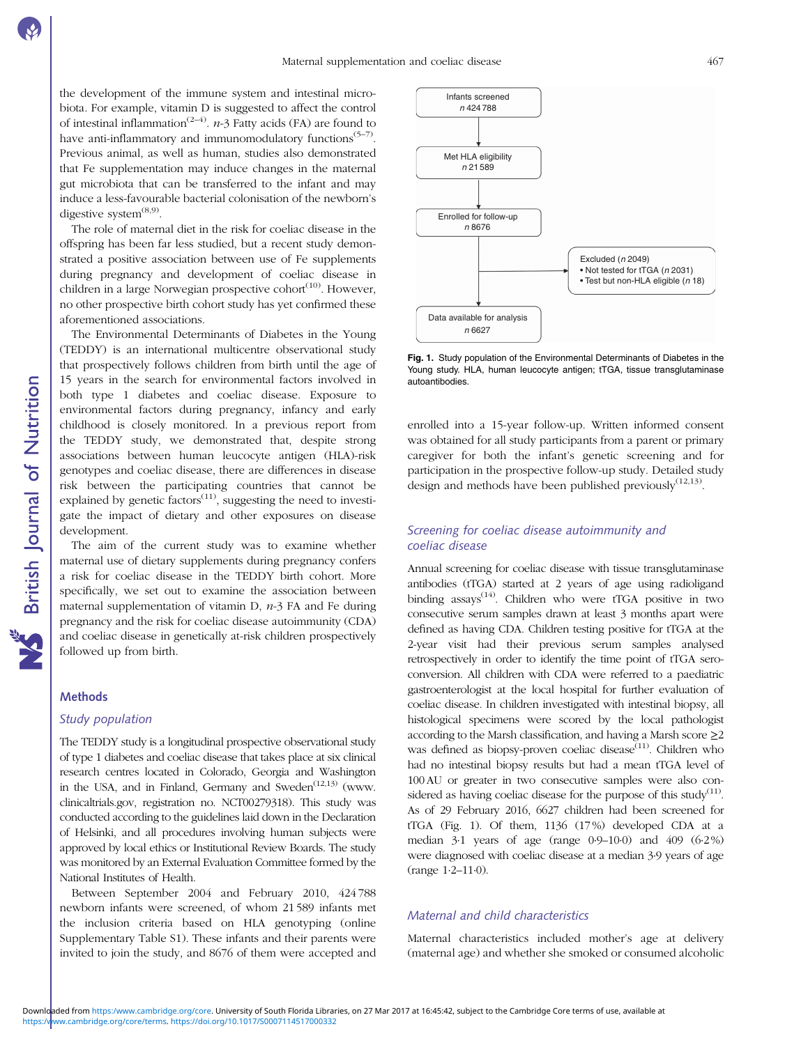the development of the immune system and intestinal microbiota. For example, vitamin D is suggested to affect the control of intestinal inflammation[2–4]. $n$-3 Fatty acids (FA) are found to have anti-inflammatory and immunomodulatory functions[5–7]. Previous animal, as well as human, studies also demonstrated that Fe supplementation may induce changes in the maternal gut microbiota that can be transferred to the infant and may induce a less-favourable bacterial colonisation of the newborn's digestive system[8,9].

The role of maternal diet in the risk for coeliac disease in the offspring has been far less studied, but a recent study demonstrated a positive association between use of Fe supplements during pregnancy and development of coeliac disease in children in a large Norwegian prospective cohort[10]. However, no other prospective birth cohort study has yet confirmed these aforementioned associations.

The Environmental Determinants of Diabetes in the Young (TEDDY) is an international multicentre observational study that prospectively follows children from birth until the age of 15 years in the search for environmental factors involved in both type 1 diabetes and coeliac disease. Exposure to environmental factors during pregnancy, infancy and early childhood is closely monitored. In a previous report from the TEDDY study, we demonstrated that, despite strong associations between human leucocyte antigen (HLA)-risk genotypes and coeliac disease, there are differences in disease risk between the participating countries that cannot be explained by genetic factors[11], suggesting the need to investigate the impact of dietary and other exposures on disease development.

The aim of the current study was to examine whether maternal use of dietary supplements during pregnancy confers a risk for coeliac disease in the TEDDY birth cohort. More specifically, we set out to examine the association between maternal supplementation of vitamin D, $n$-3 FA and Fe during pregnancy and the risk for coeliac disease autoimmunity (CDA) and coeliac disease in genetically at-risk children prospectively followed up from birth.

## Methods

### *Study population*

The TEDDY study is a longitudinal prospective observational study of type 1 diabetes and coeliac disease that takes place at six clinical research centres located in Colorado, Georgia and Washington in the USA, and in Finland, Germany and Sweden[12,13] (www.clinicaltrials.gov, registration no. NCT00279318). This study was conducted according to the guidelines laid down in the Declaration of Helsinki, and all procedures involving human subjects were approved by local ethics or Institutional Review Boards. The study was monitored by an External Evaluation Committee formed by the National Institutes of Health.

Between September 2004 and February 2010, 424 788 newborn infants were screened, of whom 21 589 infants met the inclusion criteria based on HLA genotyping (online Supplementary Table S1). These infants and their parents were invited to join the study, and 8676 of them were accepted and enrolled into a 15-year follow-up. Written informed consent was obtained for all study participants from a parent or primary caregiver for both the infant's genetic screening and for participation in the prospective follow-up study. Detailed study design and methods have been published previously[12,13].

Infants screened $n$ 424 788 → Met HLA eligibility $n$ 21 589 → Enrolled for follow-up $n$ 8676 → Excluded ($n$ 2049): • Not tested for tTGA ($n$ 2031) • Test but non-HLA eligible ($n$ 18) → Data available for analysis $n$ 6627

**Fig. 1.** Study population of the Environmental Determinants of Diabetes in the Young study. HLA, human leucocyte antigen; tTGA, tissue transglutaminase autoantibodies.

### *Screening for coeliac disease autoimmunity and coeliac disease*

Annual screening for coeliac disease with tissue transglutaminase antibodies (tTGA) started at 2 years of age using radioligand binding assays[14]. Children who were tTGA positive in two consecutive serum samples drawn at least 3 months apart were defined as having CDA. Children testing positive for tTGA at the 2-year visit had their previous serum samples analysed retrospectively in order to identify the time point of tTGA seroconversion. All children with CDA were referred to a paediatric gastroenterologist at the local hospital for further evaluation of coeliac disease. In children investigated with intestinal biopsy, all histological specimens were scored by the local pathologist according to the Marsh classification, and having a Marsh score ≥2 was defined as biopsy-proven coeliac disease[11]. Children who had no intestinal biopsy results but had a mean tTGA level of 100 AU or greater in two consecutive samples were also considered as having coeliac disease for the purpose of this study[11]. As of 29 February 2016, 6627 children had been screened for tTGA (Fig. 1). Of them, 1136 (17 %) developed CDA at a median 3·1 years of age (range 0·9–10·0) and 409 (6·2 %) were diagnosed with coeliac disease at a median 3·9 years of age (range 1·2–11·0).

### *Maternal and child characteristics*

Maternal characteristics included mother's age at delivery (maternal age) and whether she smoked or consumed alcoholic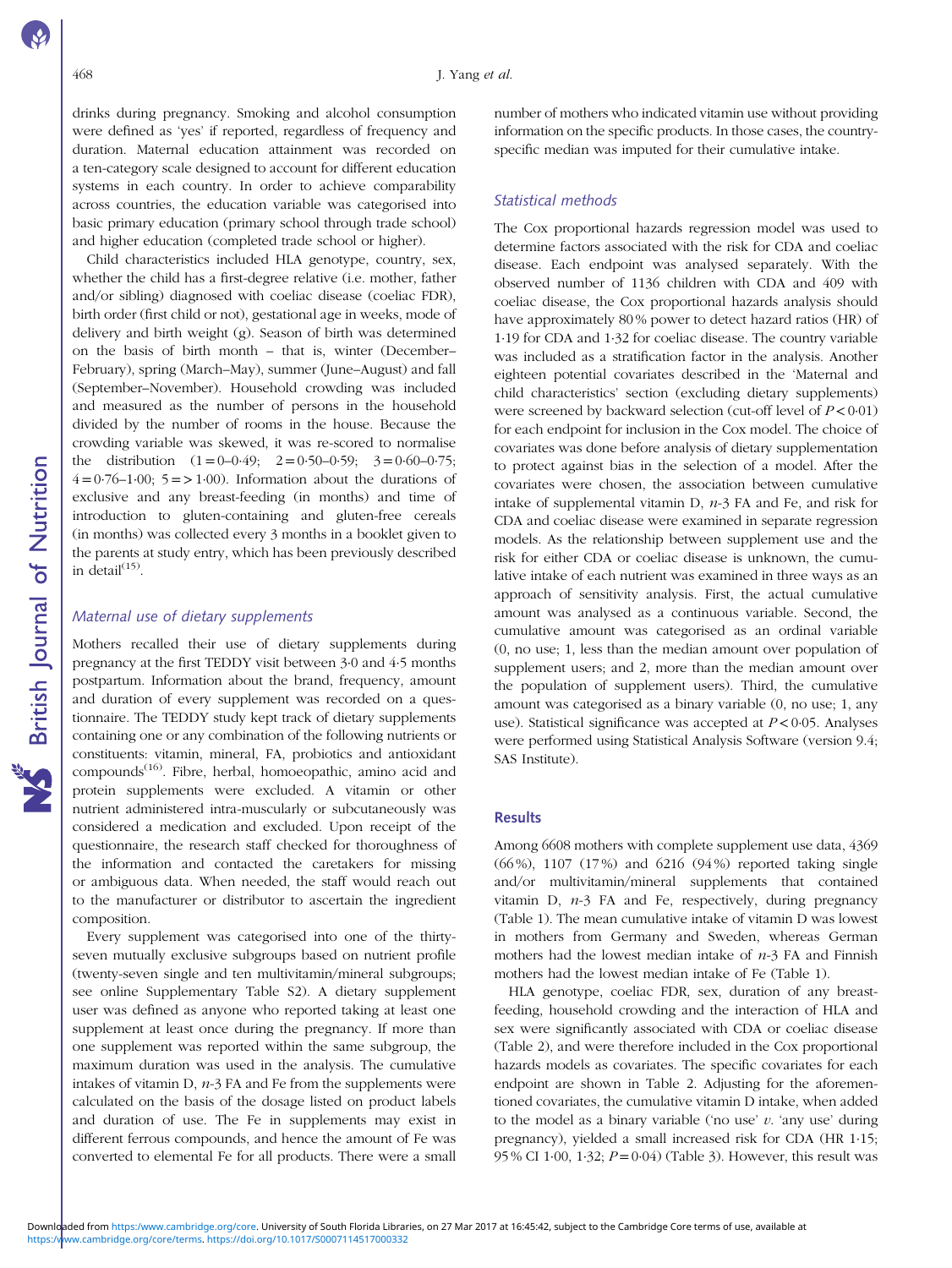drinks during pregnancy. Smoking and alcohol consumption were defined as 'yes' if reported, regardless of frequency and duration. Maternal education attainment was recorded on a ten-category scale designed to account for different education systems in each country. In order to achieve comparability across countries, the education variable was categorised into basic primary education (primary school through trade school) and higher education (completed trade school or higher).

Child characteristics included HLA genotype, country, sex, whether the child has a first-degree relative (i.e. mother, father and/or sibling) diagnosed with coeliac disease (coeliac FDR), birth order (first child or not), gestational age in weeks, mode of delivery and birth weight (g). Season of birth was determined on the basis of birth month – that is, winter (December–February), spring (March–May), summer (June–August) and fall (September–November). Household crowding was included and measured as the number of persons in the household divided by the number of rooms in the house. Because the crowding variable was skewed, it was re-scored to normalise the distribution (1 = 0–0·49; 2 = 0·50–0·59; 3 = 0·60–0·75; 4 = 0·76–1·00; 5 = > 1·00). Information about the durations of exclusive and any breast-feeding (in months) and time of introduction to gluten-containing and gluten-free cereals (in months) was collected every 3 months in a booklet given to the parents at study entry, which has been previously described in detail[15].

### Maternal use of dietary supplements

Mothers recalled their use of dietary supplements during pregnancy at the first TEDDY visit between 3·0 and 4·5 months postpartum. Information about the brand, frequency, amount and duration of every supplement was recorded on a questionnaire. The TEDDY study kept track of dietary supplements containing one or any combination of the following nutrients or constituents: vitamin, mineral, FA, probiotics and antioxidant compounds[16]. Fibre, herbal, homoeopathic, amino acid and protein supplements were excluded. A vitamin or other nutrient administered intra-muscularly or subcutaneously was considered a medication and excluded. Upon receipt of the questionnaire, the research staff checked for thoroughness of the information and contacted the caretakers for missing or ambiguous data. When needed, the staff would reach out to the manufacturer or distributor to ascertain the ingredient composition.

Every supplement was categorised into one of the thirty-seven mutually exclusive subgroups based on nutrient profile (twenty-seven single and ten multivitamin/mineral subgroups; see online Supplementary Table S2). A dietary supplement user was defined as anyone who reported taking at least one supplement at least once during the pregnancy. If more than one supplement was reported within the same subgroup, the maximum duration was used in the analysis. The cumulative intakes of vitamin D, *n*-3 FA and Fe from the supplements were calculated on the basis of the dosage listed on product labels and duration of use. The Fe in supplements may exist in different ferrous compounds, and hence the amount of Fe was converted to elemental Fe for all products. There were a small number of mothers who indicated vitamin use without providing information on the specific products. In those cases, the country-specific median was imputed for their cumulative intake.

### Statistical methods

The Cox proportional hazards regression model was used to determine factors associated with the risk for CDA and coeliac disease. Each endpoint was analysed separately. With the observed number of 1136 children with CDA and 409 with coeliac disease, the Cox proportional hazards analysis should have approximately 80 % power to detect hazard ratios (HR) of 1·19 for CDA and 1·32 for coeliac disease. The country variable was included as a stratification factor in the analysis. Another eighteen potential covariates described in the 'Maternal and child characteristics' section (excluding dietary supplements) were screened by backward selection (cut-off level of $P < 0·01$) for each endpoint for inclusion in the Cox model. The choice of covariates was done before analysis of dietary supplementation to protect against bias in the selection of a model. After the covariates were chosen, the association between cumulative intake of supplemental vitamin D, *n*-3 FA and Fe, and risk for CDA and coeliac disease were examined in separate regression models. As the relationship between supplement use and the risk for either CDA or coeliac disease is unknown, the cumulative intake of each nutrient was examined in three ways as an approach of sensitivity analysis. First, the actual cumulative amount was analysed as a continuous variable. Second, the cumulative amount was categorised as an ordinal variable (0, no use; 1, less than the median amount over population of supplement users; and 2, more than the median amount over the population of supplement users). Third, the cumulative amount was categorised as a binary variable (0, no use; 1, any use). Statistical significance was accepted at $P < 0·05$. Analyses were performed using Statistical Analysis Software (version 9.4; SAS Institute).

## Results

Among 6608 mothers with complete supplement use data, 4369 (66 %), 1107 (17 %) and 6216 (94 %) reported taking single and/or multivitamin/mineral supplements that contained vitamin D, *n*-3 FA and Fe, respectively, during pregnancy (Table 1). The mean cumulative intake of vitamin D was lowest in mothers from Germany and Sweden, whereas German mothers had the lowest median intake of *n*-3 FA and Finnish mothers had the lowest median intake of Fe (Table 1).

HLA genotype, coeliac FDR, sex, duration of any breast-feeding, household crowding and the interaction of HLA and sex were significantly associated with CDA or coeliac disease (Table 2), and were therefore included in the Cox proportional hazards models as covariates. The specific covariates for each endpoint are shown in Table 2. Adjusting for the aforementioned covariates, the cumulative vitamin D intake, when added to the model as a binary variable ('no use' *v.* 'any use' during pregnancy), yielded a small increased risk for CDA (HR 1·15; 95 % CI 1·00, 1·32; $P = 0·04$) (Table 3). However, this result was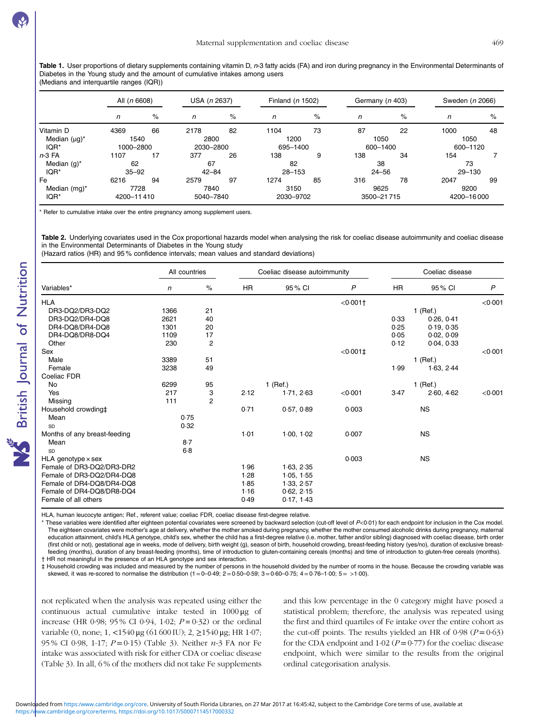**Table 1.** User proportions of dietary supplements containing vitamin D, *n*-3 fatty acids (FA) and iron during pregnancy in the Environmental Determinants of Diabetes in the Young study and the amount of cumulative intakes among users
(Medians and interquartile ranges (IQR))

| | All (*n* 6608) | | USA (*n* 2637) | | Finland (*n* 1502) | | Germany (*n* 403) | | Sweden (*n* 2066) | |
|---|---|---|---|---|---|---|---|---|---|---|
| | *n* | % | *n* | % | *n* | % | *n* | % | *n* | % |
| Vitamin D | 4369 | 66 | 2178 | 82 | 1104 | 73 | 87 | 22 | 1000 | 48 |
| Median (μg)* | 1540 | | 2800 | | 1200 | | 1050 | | 1050 | |
| IQR* | 1000–2800 | | 2030–2800 | | 695–1400 | | 600–1400 | | 600–1120 | |
| *n*-3 FA | 1107 | 17 | 377 | 26 | 138 | 9 | 138 | 34 | 154 | 7 |
| Median (g)* | 62 | | 67 | | 82 | | 38 | | 73 | |
| IQR* | 35–92 | | 42–84 | | 28–153 | | 24–56 | | 29–130 | |
| Fe | 6216 | 94 | 2579 | 97 | 1274 | 85 | 316 | 78 | 2047 | 99 |
| Median (mg)* | 7728 | | 7840 | | 3150 | | 9625 | | 9200 | |
| IQR* | 4200–11 410 | | 5040–7840 | | 2030–9702 | | 3500–21 715 | | 4200–16 000 | |

\* Refer to cumulative intake over the entire pregnancy among supplement users.

**Table 2.** Underlying covariates used in the Cox proportional hazards model when analysing the risk for coeliac disease autoimmunity and coeliac disease in the Environmental Determinants of Diabetes in the Young study
(Hazard ratios (HR) and 95 % confidence intervals; mean values and standard deviations)

| | All countries | | Coeliac disease autoimmunity | | | Coeliac disease | | |
|---|---|---|---|---|---|---|---|---|
| Variables* | *n* | % | HR | 95 % CI | *P* | HR | 95 % CI | *P* |
| HLA | | | | | <0·001† | | | <0·001 |
| DR3-DQ2/DR3-DQ2 | 1366 | 21 | | | | | 1 (Ref.) | |
| DR3-DQ2/DR4-DQ8 | 2621 | 40 | | | | 0·33 | 0·26, 0·41 | |
| DR4-DQ8/DR4-DQ8 | 1301 | 20 | | | | 0·25 | 0·19, 0·35 | |
| DR4-DQ8/DR8-DQ4 | 1109 | 17 | | | | 0·05 | 0·02, 0·09 | |
| Other | 230 | 2 | | | | 0·12 | 0·04, 0·33 | |
| Sex | | | | | <0·001‡ | | | <0·001 |
| Male | 3389 | 51 | | | | | 1 (Ref.) | |
| Female | 3238 | 49 | | | | 1·99 | 1·63, 2·44 | |
| Coeliac FDR | | | | | | | | |
| No | 6299 | 95 | | 1 (Ref.) | | | 1 (Ref.) | |
| Yes | 217 | 3 | 2·12 | 1·71, 2·63 | <0·001 | 3·47 | 2·60, 4·62 | <0·001 |
| Missing | 111 | 2 | | | | | | |
| Household crowding‡ | | | 0·71 | 0·57, 0·89 | 0·003 | | NS | |
| Mean | 0·75 | | | | | | | |
| SD | 0·32 | | | | | | | |
| Months of any breast-feeding | | | 1·01 | 1·00, 1·02 | 0·007 | | NS | |
| Mean | 8·7 | | | | | | | |
| SD | 6·8 | | | | | | | |
| HLA genotype × sex | | | | | 0·003 | | NS | |
| Female of DR3-DQ2/DR3-DR2 | | | 1·96 | 1·63, 2·35 | | | | |
| Female of DR3-DQ2/DR4-DQ8 | | | 1·28 | 1·05, 1·55 | | | | |
| Female of DR4-DQ8/DR4-DQ8 | | | 1·85 | 1·33, 2·57 | | | | |
| Female of DR4-DQ8/DR8-DQ4 | | | 1·16 | 0·62, 2·15 | | | | |
| Female of all others | | | 0·49 | 0·17, 1·43 | | | | |

HLA, human leucocyte antigen; Ref., referent value; coeliac FDR, coeliac disease first-degree relative.
\* These variables were identified after eighteen potential covariates were screened by backward selection (cut-off level of *P*<0·01) for each endpoint for inclusion in the Cox model. The eighteen covariates were mother's age at delivery, whether the mother smoked during pregnancy, whether the mother consumed alcoholic drinks during pregnancy, maternal education attainment, child's HLA genotype, child's sex, whether the child has a first-degree relative (i.e. mother, father and/or sibling) diagnosed with coeliac disease, birth order (first child or not), gestational age in weeks, mode of delivery, birth weight (g), season of birth, household crowding, breast-feeding history (yes/no), duration of exclusive breast-feeding (months), duration of any breast-feeding (months), time of introduction to gluten-containing cereals (months) and time of introduction to gluten-free cereals (months).
† HR not meaningful in the presence of an HLA genotype and sex interaction.
‡ Household crowding was included and measured by the number of persons in the household divided by the number of rooms in the house. Because the crowding variable was skewed, it was re-scored to normalise the distribution (1 = 0–0·49; 2 = 0·50–0·59; 3 = 0·60–0·75; 4 = 0·76–1·00; 5 = >1·00).

not replicated when the analysis was repeated using either the continuous actual cumulative intake tested in 1000 μg of increase (HR 0·98; 95 % CI 0·94, 1·02; *P* = 0·32) or the ordinal variable (0, none; 1, <1540 μg (61 600 IU); 2, ≥1540 μg; HR 1·07; 95 % CI 0·98, 1·17; *P* = 0·15) (Table 3). Neither *n*-3 FA nor Fe intake was associated with risk for either CDA or coeliac disease (Table 3). In all, 6 % of the mothers did not take Fe supplements and this low percentage in the 0 category might have posed a statistical problem; therefore, the analysis was repeated using the first and third quartiles of Fe intake over the entire cohort as the cut-off points. The results yielded an HR of 0·98 (*P* = 0·63) for the CDA endpoint and 1·02 (*P* = 0·77) for the coeliac disease endpoint, which were similar to the results from the original ordinal categorisation analysis.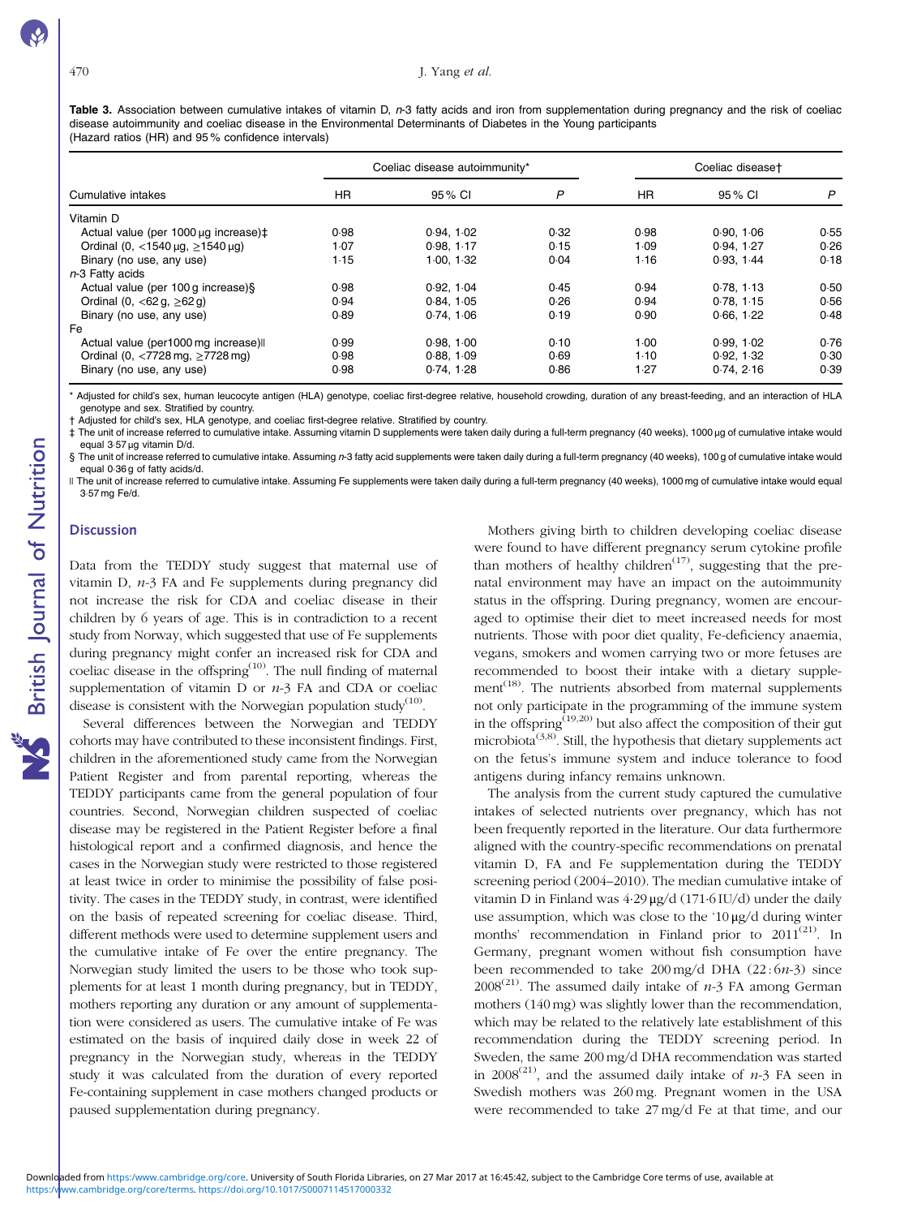**Table 3.** Association between cumulative intakes of vitamin D, *n*-3 fatty acids and iron from supplementation during pregnancy and the risk of coeliac disease autoimmunity and coeliac disease in the Environmental Determinants of Diabetes in the Young participants
(Hazard ratios (HR) and 95 % confidence intervals)

| | Coeliac disease autoimmunity* | | | Coeliac disease† | | |
|---|---|---|---|---|---|---|
| Cumulative intakes | HR | 95 % CI | *P* | HR | 95 % CI | *P* |
| Vitamin D | | | | | | |
| Actual value (per 1000 μg increase)‡ | 0·98 | 0·94, 1·02 | 0·32 | 0·98 | 0·90, 1·06 | 0·55 |
| Ordinal (0, <1540 μg, ≥1540 μg) | 1·07 | 0·98, 1·17 | 0·15 | 1·09 | 0·94, 1·27 | 0·26 |
| Binary (no use, any use) | 1·15 | 1·00, 1·32 | 0·04 | 1·16 | 0·93, 1·44 | 0·18 |
| *n*-3 Fatty acids | | | | | | |
| Actual value (per 100 g increase)§ | 0·98 | 0·92, 1·04 | 0·45 | 0·94 | 0·78, 1·13 | 0·50 |
| Ordinal (0, <62 g, ≥62 g) | 0·94 | 0·84, 1·05 | 0·26 | 0·94 | 0·78, 1·15 | 0·56 |
| Binary (no use, any use) | 0·89 | 0·74, 1·06 | 0·19 | 0·90 | 0·66, 1·22 | 0·48 |
| Fe | | | | | | |
| Actual value (per1000 mg increase)‖ | 0·99 | 0·98, 1·00 | 0·10 | 1·00 | 0·99, 1·02 | 0·76 |
| Ordinal (0, <7728 mg, ≥7728 mg) | 0·98 | 0·88, 1·09 | 0·69 | 1·10 | 0·92, 1·32 | 0·30 |
| Binary (no use, any use) | 0·98 | 0·74, 1·28 | 0·86 | 1·27 | 0·74, 2·16 | 0·39 |

\* Adjusted for child's sex, human leucocyte antigen (HLA) genotype, coeliac first-degree relative, household crowding, duration of any breast-feeding, and an interaction of HLA genotype and sex. Stratified by country.

† Adjusted for child's sex, HLA genotype, and coeliac first-degree relative. Stratified by country.

‡ The unit of increase referred to cumulative intake. Assuming vitamin D supplements were taken daily during a full-term pregnancy (40 weeks), 1000 μg of cumulative intake would equal 3·57 μg vitamin D/d.

§ The unit of increase referred to cumulative intake. Assuming *n*-3 fatty acid supplements were taken daily during a full-term pregnancy (40 weeks), 100 g of cumulative intake would equal 0·36 g of fatty acids/d.

‖ The unit of increase referred to cumulative intake. Assuming Fe supplements were taken daily during a full-term pregnancy (40 weeks), 1000 mg of cumulative intake would equal 3·57 mg Fe/d.

## Discussion

Data from the TEDDY study suggest that maternal use of vitamin D, *n*-3 FA and Fe supplements during pregnancy did not increase the risk for CDA and coeliac disease in their children by 6 years of age. This is in contradiction to a recent study from Norway, which suggested that use of Fe supplements during pregnancy might confer an increased risk for CDA and coeliac disease in the offspring[10]. The null finding of maternal supplementation of vitamin D or *n*-3 FA and CDA or coeliac disease is consistent with the Norwegian population study[10].

Several differences between the Norwegian and TEDDY cohorts may have contributed to these inconsistent findings. First, children in the aforementioned study came from the Norwegian Patient Register and from parental reporting, whereas the TEDDY participants came from the general population of four countries. Second, Norwegian children suspected of coeliac disease may be registered in the Patient Register before a final histological report and a confirmed diagnosis, and hence the cases in the Norwegian study were restricted to those registered at least twice in order to minimise the possibility of false positivity. The cases in the TEDDY study, in contrast, were identified on the basis of repeated screening for coeliac disease. Third, different methods were used to determine supplement users and the cumulative intake of Fe over the entire pregnancy. The Norwegian study limited the users to be those who took supplements for at least 1 month during pregnancy, but in TEDDY, mothers reporting any duration or any amount of supplementation were considered as users. The cumulative intake of Fe was estimated on the basis of inquired daily dose in week 22 of pregnancy in the Norwegian study, whereas in the TEDDY study it was calculated from the duration of every reported Fe-containing supplement in case mothers changed products or paused supplementation during pregnancy.

Mothers giving birth to children developing coeliac disease were found to have different pregnancy serum cytokine profile than mothers of healthy children[17], suggesting that the prenatal environment may have an impact on the autoimmunity status in the offspring. During pregnancy, women are encouraged to optimise their diet to meet increased needs for most nutrients. Those with poor diet quality, Fe-deficiency anaemia, vegans, smokers and women carrying two or more fetuses are recommended to boost their intake with a dietary supplement[18]. The nutrients absorbed from maternal supplements not only participate in the programming of the immune system in the offspring[19,20] but also affect the composition of their gut microbiota[3,8]. Still, the hypothesis that dietary supplements act on the fetus's immune system and induce tolerance to food antigens during infancy remains unknown.

The analysis from the current study captured the cumulative intakes of selected nutrients over pregnancy, which has not been frequently reported in the literature. Our data furthermore aligned with the country-specific recommendations on prenatal vitamin D, FA and Fe supplementation during the TEDDY screening period (2004–2010). The median cumulative intake of vitamin D in Finland was 4·29 μg/d (171·6 IU/d) under the daily use assumption, which was close to the '10 μg/d during winter months' recommendation in Finland prior to 2011[21]. In Germany, pregnant women without fish consumption have been recommended to take 200 mg/d DHA (22 : 6*n*-3) since 2008[21]. The assumed daily intake of *n*-3 FA among German mothers (140 mg) was slightly lower than the recommendation, which may be related to the relatively late establishment of this recommendation during the TEDDY screening period. In Sweden, the same 200 mg/d DHA recommendation was started in 2008[21], and the assumed daily intake of *n*-3 FA seen in Swedish mothers was 260 mg. Pregnant women in the USA were recommended to take 27 mg/d Fe at that time, and our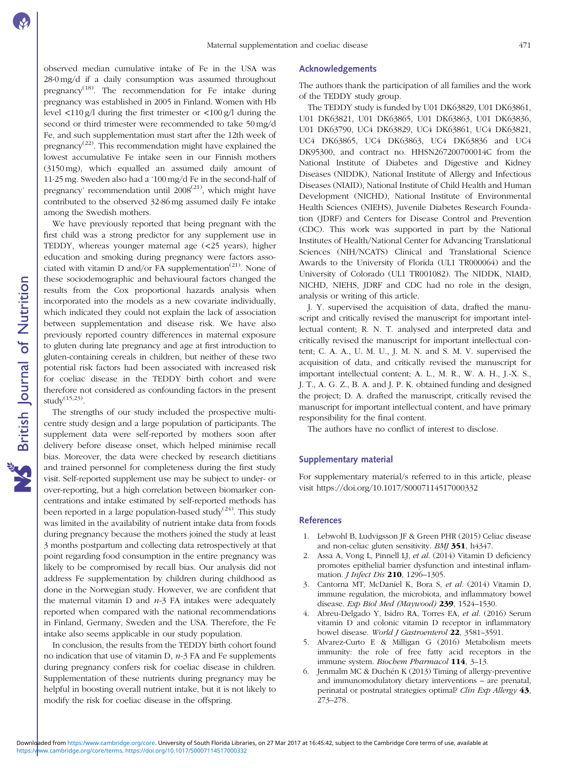observed median cumulative intake of Fe in the USA was 28·0 mg/d if a daily consumption was assumed throughout pregnancy[18]. The recommendation for Fe intake during pregnancy was established in 2005 in Finland. Women with Hb level <110 g/l during the first trimester or <100 g/l during the second or third trimester were recommended to take 50 mg/d Fe, and such supplementation must start after the 12th week of pregnancy[22]. This recommendation might have explained the lowest accumulative Fe intake seen in our Finnish mothers (3150 mg), which equalled an assumed daily amount of 11·25 mg. Sweden also had a '100 mg/d Fe in the second-half of pregnancy' recommendation until 2008[21], which might have contributed to the observed 32·86 mg assumed daily Fe intake among the Swedish mothers.

We have previously reported that being pregnant with the first child was a strong predictor for any supplement use in TEDDY, whereas younger maternal age (<25 years), higher education and smoking during pregnancy were factors associated with vitamin D and/or FA supplementation[21]. None of these sociodemographic and behavioural factors changed the results from the Cox proportional hazards analysis when incorporated into the models as a new covariate individually, which indicated they could not explain the lack of association between supplementation and disease risk. We have also previously reported country differences in maternal exposure to gluten during late pregnancy and age at first introduction to gluten-containing cereals in children, but neither of these two potential risk factors had been associated with increased risk for coeliac disease in the TEDDY birth cohort and were therefore not considered as confounding factors in the present study[15,23].

The strengths of our study included the prospective multicentre study design and a large population of participants. The supplement data were self-reported by mothers soon after delivery before disease onset, which helped minimise recall bias. Moreover, the data were checked by research dietitians and trained personnel for completeness during the first study visit. Self-reported supplement use may be subject to under- or over-reporting, but a high correlation between biomarker concentrations and intake estimated by self-reported methods has been reported in a large population-based study[24]. This study was limited in the availability of nutrient intake data from foods during pregnancy because the mothers joined the study at least 3 months postpartum and collecting data retrospectively at that point regarding food consumption in the entire pregnancy was likely to be compromised by recall bias. Our analysis did not address Fe supplementation by children during childhood as done in the Norwegian study. However, we are confident that the maternal vitamin D and $n$-3 FA intakes were adequately reported when compared with the national recommendations in Finland, Germany, Sweden and the USA. Therefore, the Fe intake also seems applicable in our study population.

In conclusion, the results from the TEDDY birth cohort found no indication that use of vitamin D, $n$-3 FA and Fe supplements during pregnancy confers risk for coeliac disease in children. Supplementation of these nutrients during pregnancy may be helpful in boosting overall nutrient intake, but it is not likely to modify the risk for coeliac disease in the offspring.

## Acknowledgements

The authors thank the participation of all families and the work of the TEDDY study group.

The TEDDY study is funded by U01 DK63829, U01 DK63861, U01 DK63821, U01 DK63865, U01 DK63863, U01 DK63836, U01 DK63790, UC4 DK63829, UC4 DK63861, UC4 DK63821, UC4 DK63865, UC4 DK63863, UC4 DK63836 and UC4 DK95300, and contract no. HHSN267200700014C from the National Institute of Diabetes and Digestive and Kidney Diseases (NIDDK), National Institute of Allergy and Infectious Diseases (NIAID), National Institute of Child Health and Human Development (NICHD), National Institute of Environmental Health Sciences (NIEHS), Juvenile Diabetes Research Foundation (JDRF) and Centers for Disease Control and Prevention (CDC). This work was supported in part by the National Institutes of Health/National Center for Advancing Translational Sciences (NIH/NCATS) Clinical and Translational Science Awards to the University of Florida (UL1 TR000064) and the University of Colorado (UL1 TR001082). The NIDDK, NIAID, NICHD, NIEHS, JDRF and CDC had no role in the design, analysis or writing of this article.

J. Y. supervised the acquisition of data, drafted the manuscript and critically revised the manuscript for important intellectual content; R. N. T. analysed and interpreted data and critically revised the manuscript for important intellectual content; C. A. A., U. M. U., J. M. N. and S. M. V. supervised the acquisition of data, and critically revised the manuscript for important intellectual content; A. L., M. R., W. A. H., J.-X. S., J. T., A. G. Z., B. A. and J. P. K. obtained funding and designed the project; D. A. drafted the manuscript, critically revised the manuscript for important intellectual content, and have primary responsibility for the final content.

The authors have no conflict of interest to disclose.

## Supplementary material

For supplementary material/s referred to in this article, please visit https://doi.org/10.1017/S0007114517000332

## References

1. Lebwohl B, Ludvigsson JF & Green PHR (2015) Celiac disease and non-celiac gluten sensitivity. *BMJ* **351**, h4347.
2. Assa A, Vong L, Pinnell LJ, *et al.* (2014) Vitamin D deficiency promotes epithelial barrier dysfunction and intestinal inflammation. *J Infect Dis* **210**, 1296–1305.
3. Cantorna MT, McDaniel K, Bora S, *et al.* (2014) Vitamin D, immune regulation, the microbiota, and inflammatory bowel disease. *Exp Biol Med (Maywood)* **239**, 1524–1530.
4. Abreu-Delgado Y, Isidro RA, Torres EA, *et al.* (2016) Serum vitamin D and colonic vitamin D receptor in inflammatory bowel disease. *World J Gastroenterol* **22**, 3581–3591.
5. Alvarez-Curto E & Milligan G (2016) Metabolism meets immunity: the role of free fatty acid receptors in the immune system. *Biochem Pharmacol* **114**, 3–13.
6. Jenmalm MC & Duchén K (2013) Timing of allergy-preventive and immunomodulatory dietary interventions – are prenatal, perinatal or postnatal strategies optimal? *Clin Exp Allergy* **43**, 273–278.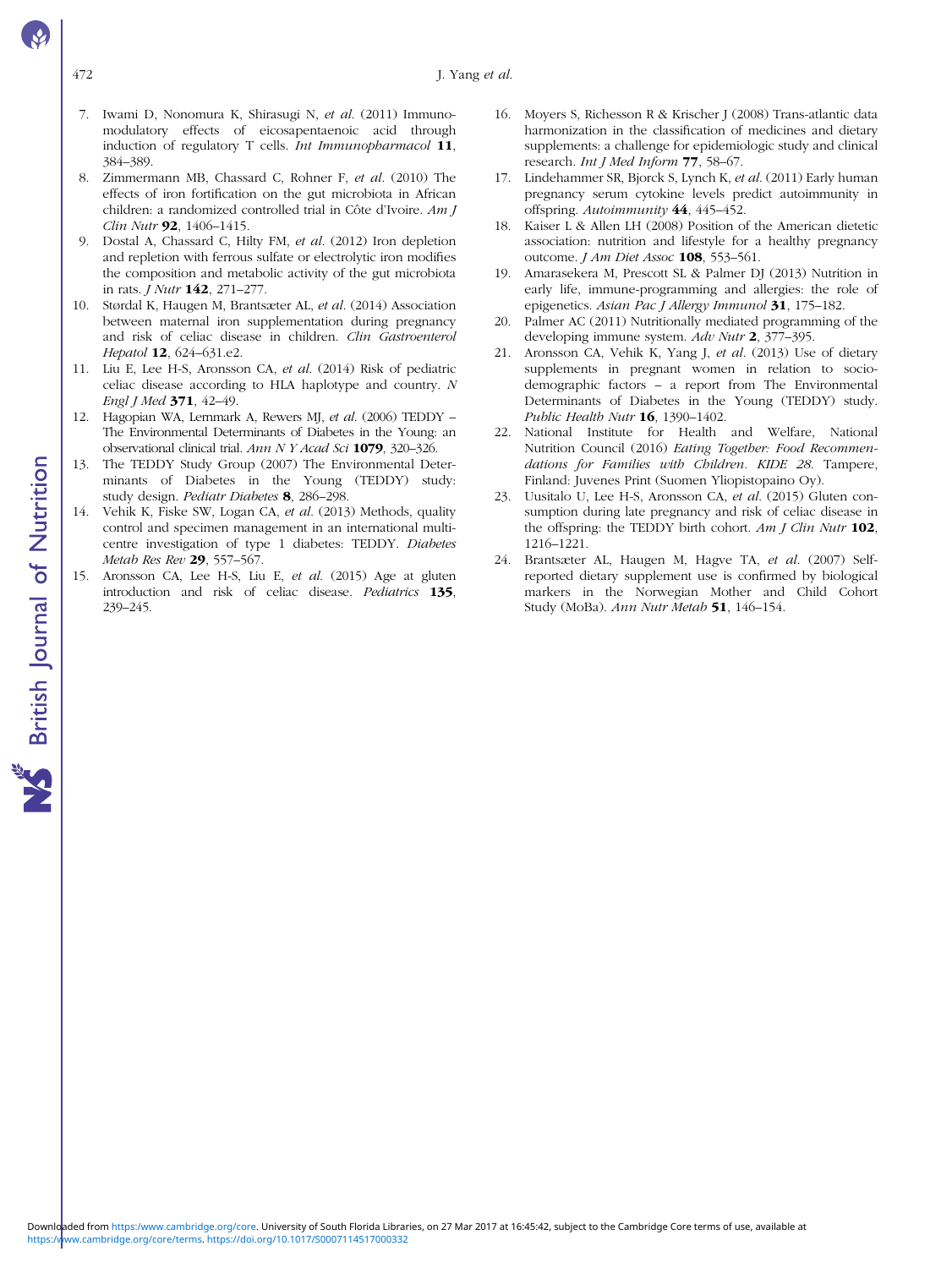7. Iwami D, Nonomura K, Shirasugi N, *et al.* (2011) Immunomodulatory effects of eicosapentaenoic acid through induction of regulatory T cells. *Int Immunopharmacol* **11**, 384–389.
8. Zimmermann MB, Chassard C, Rohner F, *et al.* (2010) The effects of iron fortification on the gut microbiota in African children: a randomized controlled trial in Côte d'Ivoire. *Am J Clin Nutr* **92**, 1406–1415.
9. Dostal A, Chassard C, Hilty FM, *et al.* (2012) Iron depletion and repletion with ferrous sulfate or electrolytic iron modifies the composition and metabolic activity of the gut microbiota in rats. *J Nutr* **142**, 271–277.
10. Størdal K, Haugen M, Brantsæter AL, *et al.* (2014) Association between maternal iron supplementation during pregnancy and risk of celiac disease in children. *Clin Gastroenterol Hepatol* **12**, 624–631.e2.
11. Liu E, Lee H-S, Aronsson CA, *et al.* (2014) Risk of pediatric celiac disease according to HLA haplotype and country. *N Engl J Med* **371**, 42–49.
12. Hagopian WA, Lernmark A, Rewers MJ, *et al.* (2006) TEDDY – The Environmental Determinants of Diabetes in the Young: an observational clinical trial. *Ann N Y Acad Sci* **1079**, 320–326.
13. The TEDDY Study Group (2007) The Environmental Determinants of Diabetes in the Young (TEDDY) study: study design. *Pediatr Diabetes* **8**, 286–298.
14. Vehik K, Fiske SW, Logan CA, *et al.* (2013) Methods, quality control and specimen management in an international multicentre investigation of type 1 diabetes: TEDDY. *Diabetes Metab Res Rev* **29**, 557–567.
15. Aronsson CA, Lee H-S, Liu E, *et al.* (2015) Age at gluten introduction and risk of celiac disease. *Pediatrics* **135**, 239–245.
16. Moyers S, Richesson R & Krischer J (2008) Trans-atlantic data harmonization in the classification of medicines and dietary supplements: a challenge for epidemiologic study and clinical research. *Int J Med Inform* **77**, 58–67.
17. Lindehammer SR, Bjorck S, Lynch K, *et al.* (2011) Early human pregnancy serum cytokine levels predict autoimmunity in offspring. *Autoimmunity* **44**, 445–452.
18. Kaiser L & Allen LH (2008) Position of the American dietetic association: nutrition and lifestyle for a healthy pregnancy outcome. *J Am Diet Assoc* **108**, 553–561.
19. Amarasekera M, Prescott SL & Palmer DJ (2013) Nutrition in early life, immune-programming and allergies: the role of epigenetics. *Asian Pac J Allergy Immunol* **31**, 175–182.
20. Palmer AC (2011) Nutritionally mediated programming of the developing immune system. *Adv Nutr* **2**, 377–395.
21. Aronsson CA, Vehik K, Yang J, *et al.* (2013) Use of dietary supplements in pregnant women in relation to sociodemographic factors – a report from The Environmental Determinants of Diabetes in the Young (TEDDY) study. *Public Health Nutr* **16**, 1390–1402.
22. National Institute for Health and Welfare, National Nutrition Council (2016) *Eating Together: Food Recommendations for Families with Children. KIDE 28.* Tampere, Finland: Juvenes Print (Suomen Yliopistopaino Oy).
23. Uusitalo U, Lee H-S, Aronsson CA, *et al.* (2015) Gluten consumption during late pregnancy and risk of celiac disease in the offspring: the TEDDY birth cohort. *Am J Clin Nutr* **102**, 1216–1221.
24. Brantsæter AL, Haugen M, Hagve TA, *et al.* (2007) Self-reported dietary supplement use is confirmed by biological markers in the Norwegian Mother and Child Cohort Study (MoBa). *Ann Nutr Metab* **51**, 146–154.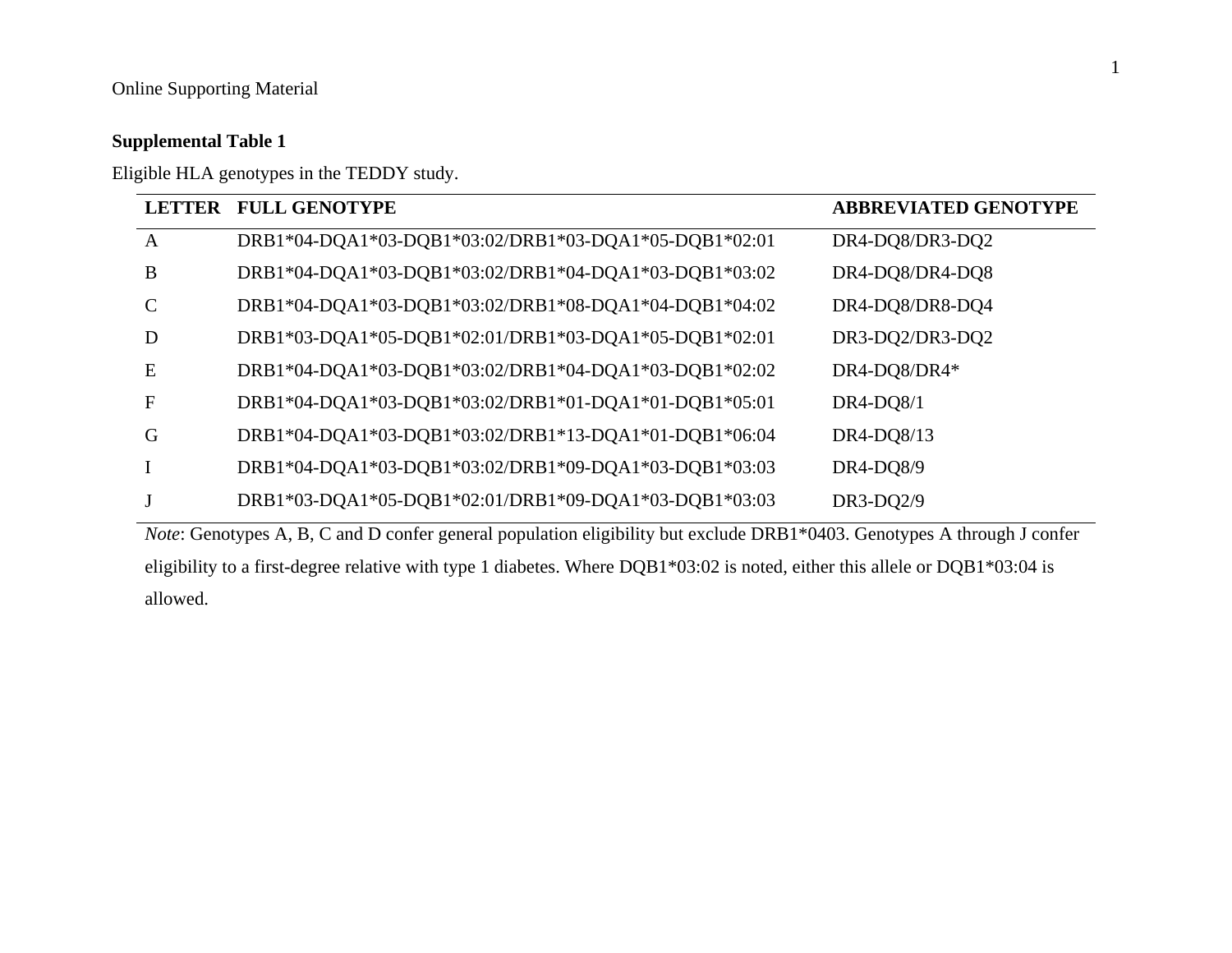Online Supporting Material

**Supplemental Table 1**

Eligible HLA genotypes in the TEDDY study.

| LETTER | FULL GENOTYPE | ABBREVIATED GENOTYPE |
|---|---|---|
| A | DRB1*04-DQA1*03-DQB1*03:02/DRB1*03-DQA1*05-DQB1*02:01 | DR4-DQ8/DR3-DQ2 |
| B | DRB1*04-DQA1*03-DQB1*03:02/DRB1*04-DQA1*03-DQB1*03:02 | DR4-DQ8/DR4-DQ8 |
| C | DRB1*04-DQA1*03-DQB1*03:02/DRB1*08-DQA1*04-DQB1*04:02 | DR4-DQ8/DR8-DQ4 |
| D | DRB1*03-DQA1*05-DQB1*02:01/DRB1*03-DQA1*05-DQB1*02:01 | DR3-DQ2/DR3-DQ2 |
| E | DRB1*04-DQA1*03-DQB1*03:02/DRB1*04-DQA1*03-DQB1*02:02 | DR4-DQ8/DR4* |
| F | DRB1*04-DQA1*03-DQB1*03:02/DRB1*01-DQA1*01-DQB1*05:01 | DR4-DQ8/1 |
| G | DRB1*04-DQA1*03-DQB1*03:02/DRB1*13-DQA1*01-DQB1*06:04 | DR4-DQ8/13 |
| I | DRB1*04-DQA1*03-DQB1*03:02/DRB1*09-DQA1*03-DQB1*03:03 | DR4-DQ8/9 |
| J | DRB1*03-DQA1*05-DQB1*02:01/DRB1*09-DQA1*03-DQB1*03:03 | DR3-DQ2/9 |

*Note*: Genotypes A, B, C and D confer general population eligibility but exclude DRB1*0403. Genotypes A through J confer eligibility to a first-degree relative with type 1 diabetes. Where DQB1*03:02 is noted, either this allele or DQB1*03:04 is allowed.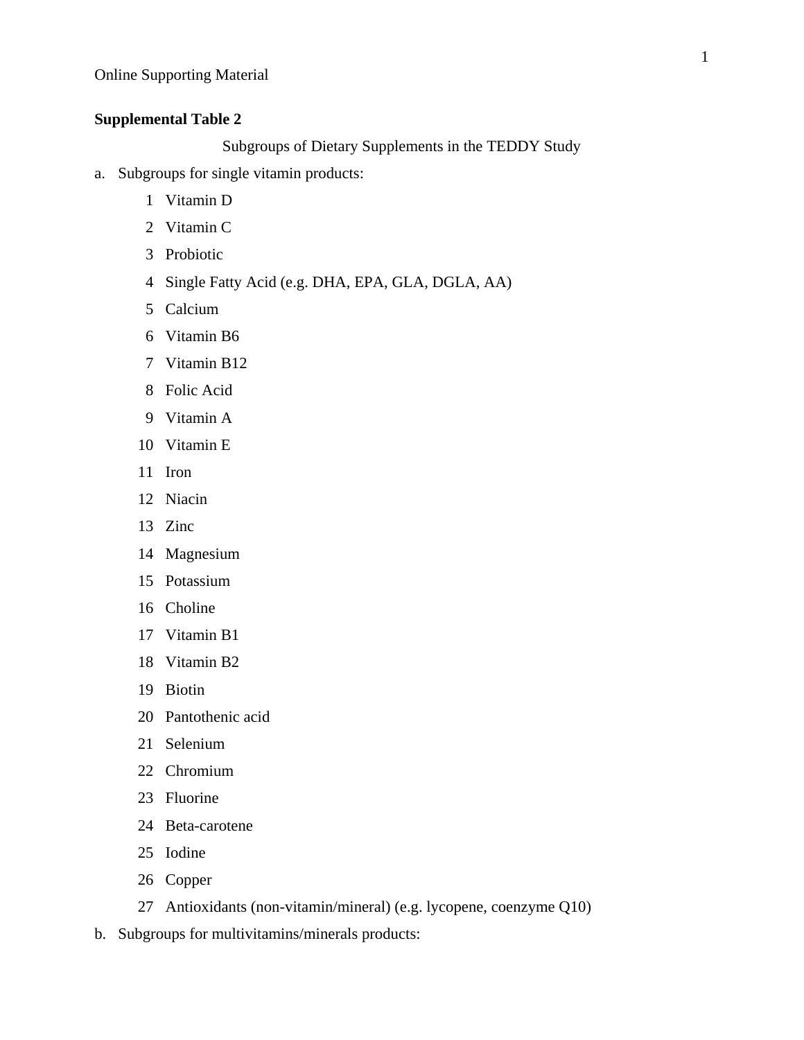Online Supporting Material

**Supplemental Table 2**

Subgroups of Dietary Supplements in the TEDDY Study

a. Subgroups for single vitamin products:

1 Vitamin D

2 Vitamin C

3 Probiotic

4 Single Fatty Acid (e.g. DHA, EPA, GLA, DGLA, AA)

5 Calcium

6 Vitamin B6

7 Vitamin B12

8 Folic Acid

9 Vitamin A

10 Vitamin E

11 Iron

12 Niacin

13 Zinc

14 Magnesium

15 Potassium

16 Choline

17 Vitamin B1

18 Vitamin B2

19 Biotin

20 Pantothenic acid

21 Selenium

22 Chromium

23 Fluorine

24 Beta-carotene

25 Iodine

26 Copper

27 Antioxidants (non-vitamin/mineral) (e.g. lycopene, coenzyme Q10)

b. Subgroups for multivitamins/minerals products: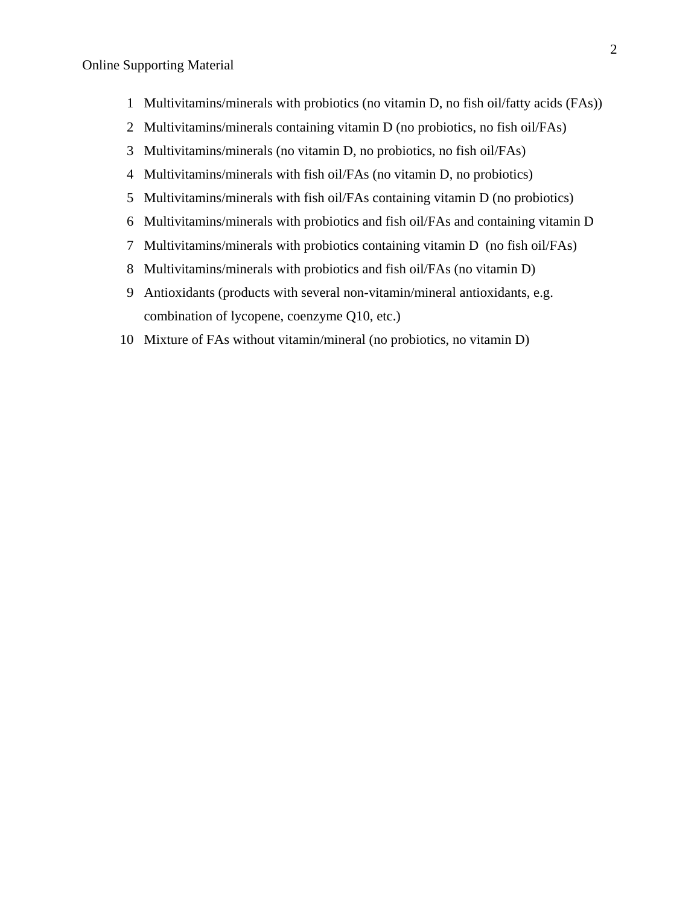1. Multivitamins/minerals with probiotics (no vitamin D, no fish oil/fatty acids (FAs))
2. Multivitamins/minerals containing vitamin D (no probiotics, no fish oil/FAs)
3. Multivitamins/minerals (no vitamin D, no probiotics, no fish oil/FAs)
4. Multivitamins/minerals with fish oil/FAs (no vitamin D, no probiotics)
5. Multivitamins/minerals with fish oil/FAs containing vitamin D (no probiotics)
6. Multivitamins/minerals with probiotics and fish oil/FAs and containing vitamin D
7. Multivitamins/minerals with probiotics containing vitamin D (no fish oil/FAs)
8. Multivitamins/minerals with probiotics and fish oil/FAs (no vitamin D)
9. Antioxidants (products with several non-vitamin/mineral antioxidants, e.g. combination of lycopene, coenzyme Q10, etc.)
10. Mixture of FAs without vitamin/mineral (no probiotics, no vitamin D)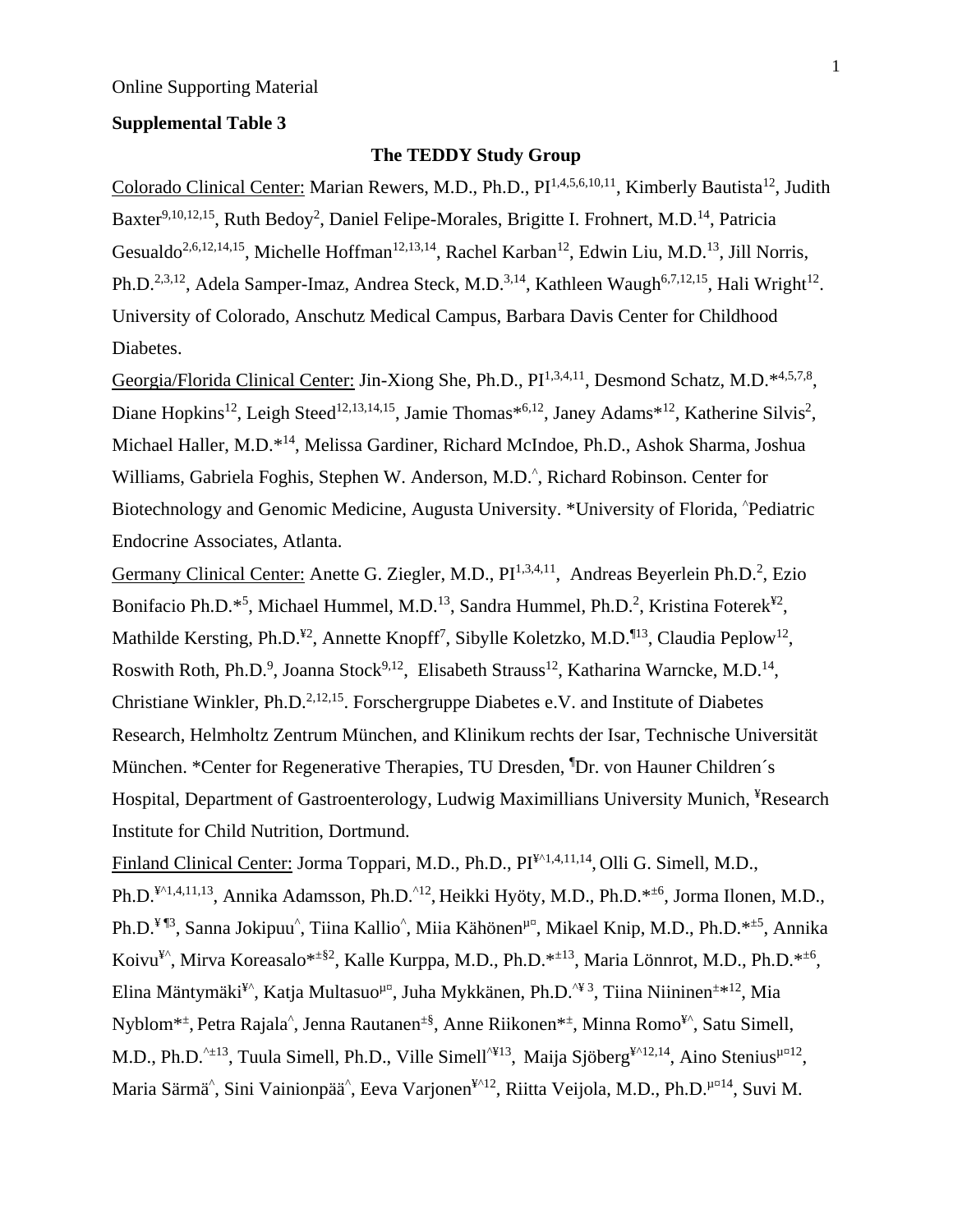Online Supporting Material

**Supplemental Table 3**

**The TEDDY Study Group**

Colorado Clinical Center: Marian Rewers, M.D., Ph.D., PI[1,4,5,6,10,11], Kimberly Bautista[12], Judith Baxter[9,10,12,15], Ruth Bedoy[2], Daniel Felipe-Morales, Brigitte I. Frohnert, M.D.[14], Patricia Gesualdo[2,6,12,14,15], Michelle Hoffman[12,13,14], Rachel Karban[12], Edwin Liu, M.D.[13], Jill Norris, Ph.D.[2,3,12], Adela Samper-Imaz, Andrea Steck, M.D.[3,14], Kathleen Waugh[6,7,12,15], Hali Wright[12]. University of Colorado, Anschutz Medical Campus, Barbara Davis Center for Childhood Diabetes.

Georgia/Florida Clinical Center: Jin-Xiong She, Ph.D., PI[1,3,4,11], Desmond Schatz, M.D.*[4,5,7,8], Diane Hopkins[12], Leigh Steed[12,13,14,15], Jamie Thomas*[6,12], Janey Adams*[12], Katherine Silvis[2], Michael Haller, M.D.*[14], Melissa Gardiner, Richard McIndoe, Ph.D., Ashok Sharma, Joshua Williams, Gabriela Foghis, Stephen W. Anderson, M.D.[^], Richard Robinson. Center for Biotechnology and Genomic Medicine, Augusta University. *University of Florida, ^Pediatric Endocrine Associates, Atlanta.

Germany Clinical Center: Anette G. Ziegler, M.D., PI[1,3,4,11], Andreas Beyerlein Ph.D.[2], Ezio Bonifacio Ph.D.*[5], Michael Hummel, M.D.[13], Sandra Hummel, Ph.D.[2], Kristina Foterek[¥2], Mathilde Kersting, Ph.D.[¥2], Annette Knopff[7], Sibylle Koletzko, M.D.[¶13], Claudia Peplow[12], Roswith Roth, Ph.D.[9], Joanna Stock[9,12], Elisabeth Strauss[12], Katharina Warncke, M.D.[14], Christiane Winkler, Ph.D.[2,12,15]. Forschergruppe Diabetes e.V. and Institute of Diabetes Research, Helmholtz Zentrum München, and Klinikum rechts der Isar, Technische Universität München. *Center for Regenerative Therapies, TU Dresden, ¶Dr. von Hauner Children´s Hospital, Department of Gastroenterology, Ludwig Maximillians University Munich, ¥Research Institute for Child Nutrition, Dortmund.

Finland Clinical Center: Jorma Toppari, M.D., Ph.D., PI[¥^1,4,11,14], Olli G. Simell, M.D., Ph.D.[¥^1,4,11,13], Annika Adamsson, Ph.D.[^12], Heikki Hyöty, M.D., Ph.D.[*±6], Jorma Ilonen, M.D., Ph.D.[¥ ¶3], Sanna Jokipuu[^], Tiina Kallio[^], Miia Kähönen[μ¤], Mikael Knip, M.D., Ph.D.[*±5], Annika Koivu[¥^], Mirva Koreasalo[*±§2], Kalle Kurppa, M.D., Ph.D.[*±13], Maria Lönnrot, M.D., Ph.D.[*±6], Elina Mäntymäki[¥^], Katja Multasuo[μ¤], Juha Mykkänen, Ph.D.[^¥ 3], Tiina Niininen[±*12], Mia Nyblom[*±], Petra Rajala[^], Jenna Rautanen[±§], Anne Riikonen[*±], Minna Romo[¥^], Satu Simell, M.D., Ph.D.[^±13], Tuula Simell, Ph.D., Ville Simell[^¥13], Maija Sjöberg[¥^12,14], Aino Stenius[μ¤12], Maria Särmä[^], Sini Vainionpää[^], Eeva Varjonen[¥^12], Riitta Veijola, M.D., Ph.D.[μ¤14], Suvi M.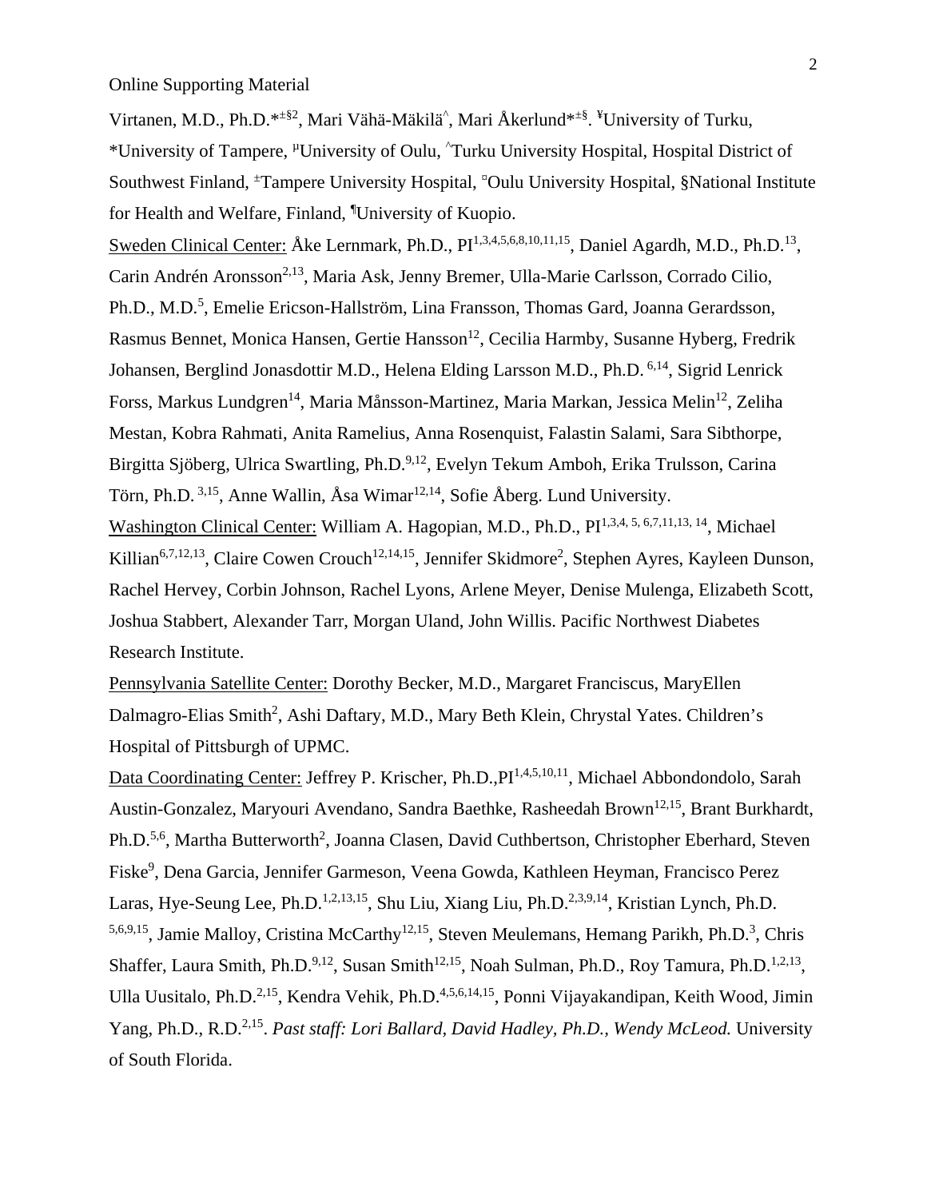Online Supporting Material

Virtanen, M.D., Ph.D.*±§2, Mari Vähä-Mäkilä^, Mari Åkerlund*±§. ¥University of Turku, *University of Tampere, µUniversity of Oulu, ^Turku University Hospital, Hospital District of Southwest Finland, ±Tampere University Hospital, ¤Oulu University Hospital, §National Institute for Health and Welfare, Finland, ¶University of Kuopio.

Sweden Clinical Center: Åke Lernmark, Ph.D., PI[1,3,4,5,6,8,10,11,15], Daniel Agardh, M.D., Ph.D.[13], Carin Andrén Aronsson[2,13], Maria Ask, Jenny Bremer, Ulla-Marie Carlsson, Corrado Cilio, Ph.D., M.D.[5], Emelie Ericson-Hallström, Lina Fransson, Thomas Gard, Joanna Gerardsson, Rasmus Bennet, Monica Hansen, Gertie Hansson[12], Cecilia Harmby, Susanne Hyberg, Fredrik Johansen, Berglind Jonasdottir M.D., Helena Elding Larsson M.D., Ph.D. [6,14], Sigrid Lenrick Forss, Markus Lundgren[14], Maria Månsson-Martinez, Maria Markan, Jessica Melin[12], Zeliha Mestan, Kobra Rahmati, Anita Ramelius, Anna Rosenquist, Falastin Salami, Sara Sibthorpe, Birgitta Sjöberg, Ulrica Swartling, Ph.D.[9,12], Evelyn Tekum Amboh, Erika Trulsson, Carina Törn, Ph.D. [3,15], Anne Wallin, Åsa Wimar[12,14], Sofie Åberg. Lund University.

Washington Clinical Center: William A. Hagopian, M.D., Ph.D., PI[1,3,4, 5, 6,7,11,13, 14], Michael Killian[6,7,12,13], Claire Cowen Crouch[12,14,15], Jennifer Skidmore[2], Stephen Ayres, Kayleen Dunson, Rachel Hervey, Corbin Johnson, Rachel Lyons, Arlene Meyer, Denise Mulenga, Elizabeth Scott, Joshua Stabbert, Alexander Tarr, Morgan Uland, John Willis. Pacific Northwest Diabetes Research Institute.

Pennsylvania Satellite Center: Dorothy Becker, M.D., Margaret Franciscus, MaryEllen Dalmagro-Elias Smith[2], Ashi Daftary, M.D., Mary Beth Klein, Chrystal Yates. Children's Hospital of Pittsburgh of UPMC.

Data Coordinating Center: Jeffrey P. Krischer, Ph.D.,PI[1,4,5,10,11], Michael Abbondondolo, Sarah Austin-Gonzalez, Maryouri Avendano, Sandra Baethke, Rasheedah Brown[12,15], Brant Burkhardt, Ph.D.[5,6], Martha Butterworth[2], Joanna Clasen, David Cuthbertson, Christopher Eberhard, Steven Fiske[9], Dena Garcia, Jennifer Garmeson, Veena Gowda, Kathleen Heyman, Francisco Perez Laras, Hye-Seung Lee, Ph.D.[1,2,13,15], Shu Liu, Xiang Liu, Ph.D.[2,3,9,14], Kristian Lynch, Ph.D. [5,6,9,15], Jamie Malloy, Cristina McCarthy[12,15], Steven Meulemans, Hemang Parikh, Ph.D.[3], Chris Shaffer, Laura Smith, Ph.D.[9,12], Susan Smith[12,15], Noah Sulman, Ph.D., Roy Tamura, Ph.D.[1,2,13], Ulla Uusitalo, Ph.D.[2,15], Kendra Vehik, Ph.D.[4,5,6,14,15], Ponni Vijayakandipan, Keith Wood, Jimin Yang, Ph.D., R.D.[2,15]. *Past staff: Lori Ballard, David Hadley, Ph.D., Wendy McLeod.* University of South Florida.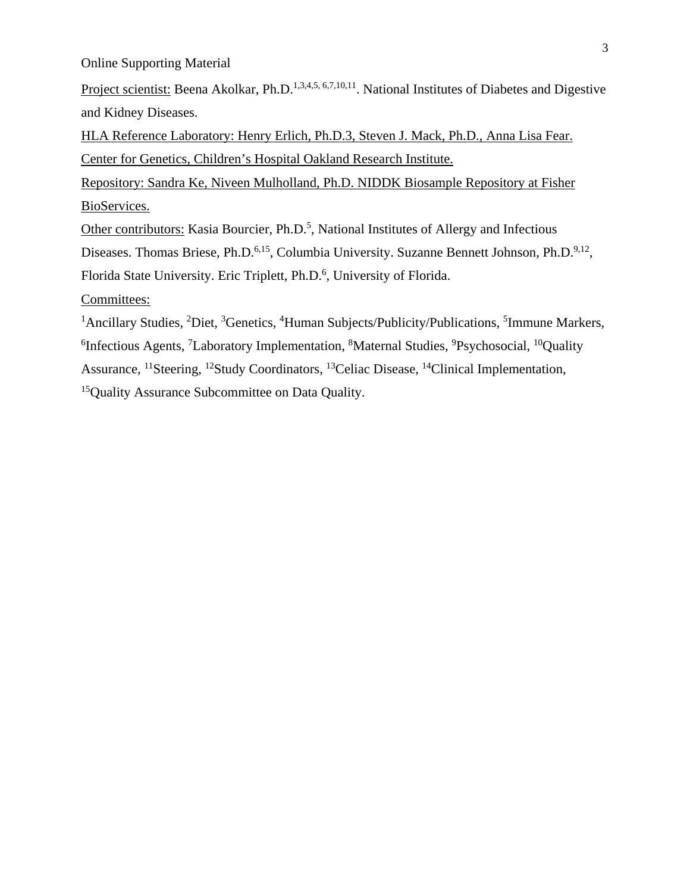Online Supporting Material

Project scientist: Beena Akolkar, Ph.D.[1,3,4,5, 6,7,10,11]. National Institutes of Diabetes and Digestive and Kidney Diseases.

HLA Reference Laboratory: Henry Erlich, Ph.D.3, Steven J. Mack, Ph.D., Anna Lisa Fear. Center for Genetics, Children's Hospital Oakland Research Institute.

Repository: Sandra Ke, Niveen Mulholland, Ph.D. NIDDK Biosample Repository at Fisher BioServices.

Other contributors: Kasia Bourcier, Ph.D.[5], National Institutes of Allergy and Infectious Diseases. Thomas Briese, Ph.D.[6,15], Columbia University. Suzanne Bennett Johnson, Ph.D.[9,12], Florida State University. Eric Triplett, Ph.D.[6], University of Florida.

Committees:

[1]Ancillary Studies, [2]Diet, [3]Genetics, [4]Human Subjects/Publicity/Publications, [5]Immune Markers, [6]Infectious Agents, [7]Laboratory Implementation, [8]Maternal Studies, [9]Psychosocial, [10]Quality Assurance, [11]Steering, [12]Study Coordinators, [13]Celiac Disease, [14]Clinical Implementation, [15]Quality Assurance Subcommittee on Data Quality.